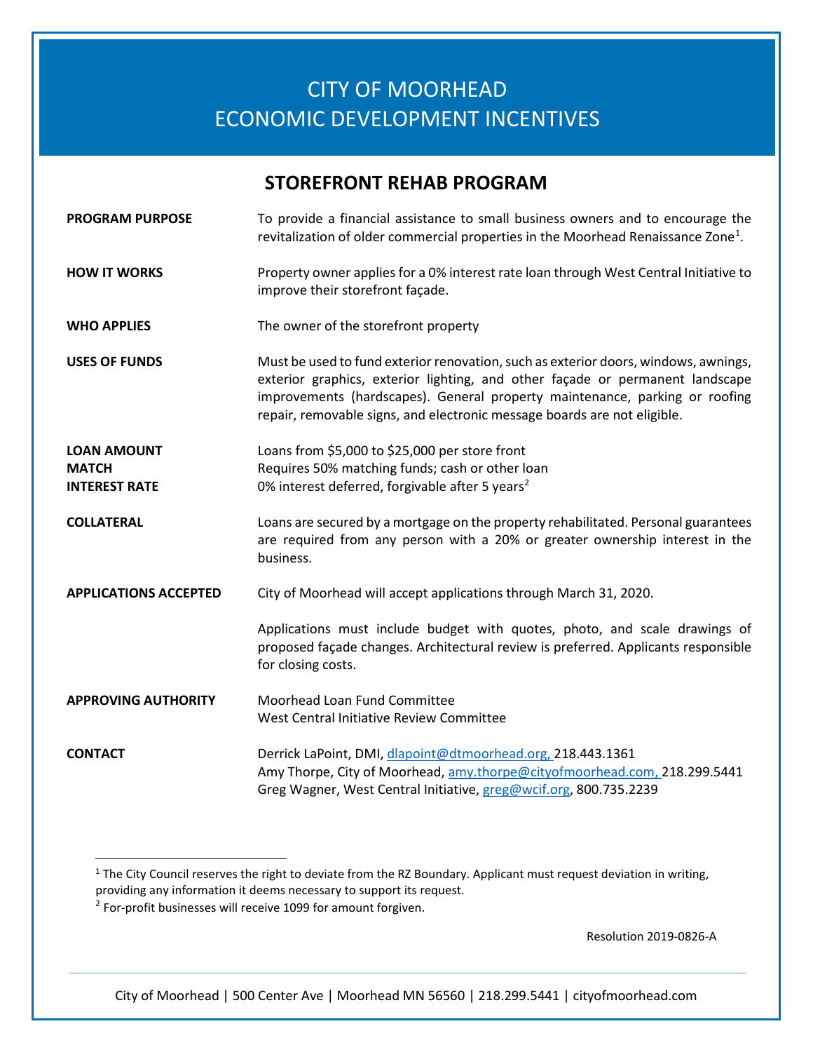# CITY OF MOORHEAD
# ECONOMIC DEVELOPMENT INCENTIVES

## STOREFRONT REHAB PROGRAM

**PROGRAM PURPOSE**
To provide a financial assistance to small business owners and to encourage the revitalization of older commercial properties in the Moorhead Renaissance Zone[1].

**HOW IT WORKS**
Property owner applies for a 0% interest rate loan through West Central Initiative to improve their storefront façade.

**WHO APPLIES**
The owner of the storefront property

**USES OF FUNDS**
Must be used to fund exterior renovation, such as exterior doors, windows, awnings, exterior graphics, exterior lighting, and other façade or permanent landscape improvements (hardscapes). General property maintenance, parking or roofing repair, removable signs, and electronic message boards are not eligible.

**LOAN AMOUNT**
Loans from $5,000 to $25,000 per store front

**MATCH**
Requires 50% matching funds; cash or other loan

**INTEREST RATE**
0% interest deferred, forgivable after 5 years[2]

**COLLATERAL**
Loans are secured by a mortgage on the property rehabilitated. Personal guarantees are required from any person with a 20% or greater ownership interest in the business.

**APPLICATIONS ACCEPTED**
City of Moorhead will accept applications through March 31, 2020.

Applications must include budget with quotes, photo, and scale drawings of proposed façade changes. Architectural review is preferred. Applicants responsible for closing costs.

**APPROVING AUTHORITY**
Moorhead Loan Fund Committee
West Central Initiative Review Committee

**CONTACT**
Derrick LaPoint, DMI, dlapoint@dtmoorhead.org, 218.443.1361
Amy Thorpe, City of Moorhead, amy.thorpe@cityofmoorhead.com, 218.299.5441
Greg Wagner, West Central Initiative, greg@wcif.org, 800.735.2239

---

[1] The City Council reserves the right to deviate from the RZ Boundary. Applicant must request deviation in writing, providing any information it deems necessary to support its request.
[2] For-profit businesses will receive 1099 for amount forgiven.

Resolution 2019-0826-A

City of Moorhead | 500 Center Ave | Moorhead MN 56560 | 218.299.5441 | cityofmoorhead.com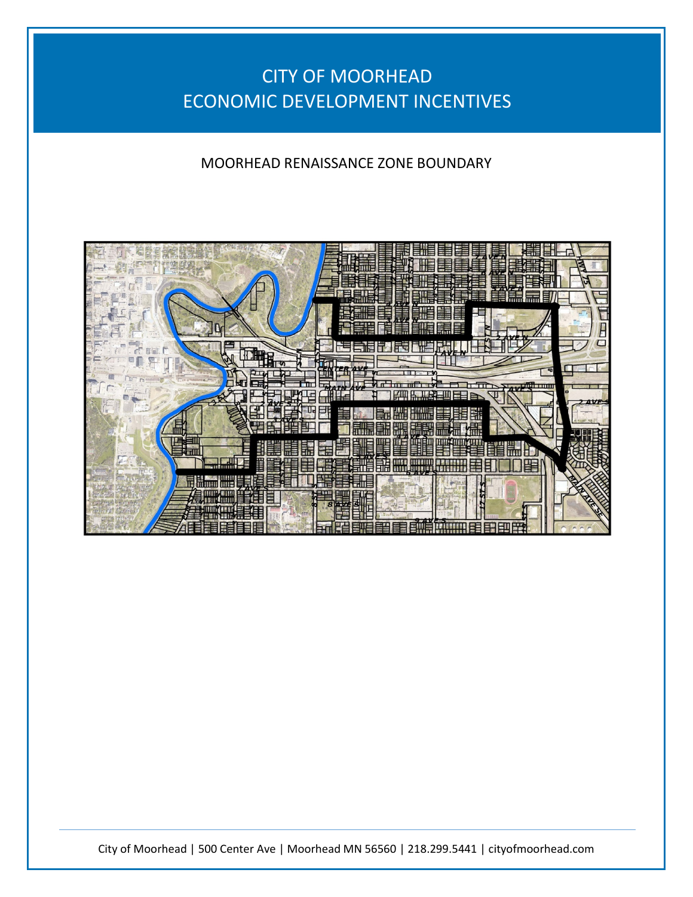# CITY OF MOORHEAD
# ECONOMIC DEVELOPMENT INCENTIVES

MOORHEAD RENAISSANCE ZONE BOUNDARY

City of Moorhead | 500 Center Ave | Moorhead MN 56560 | 218.299.5441 | cityofmoorhead.com